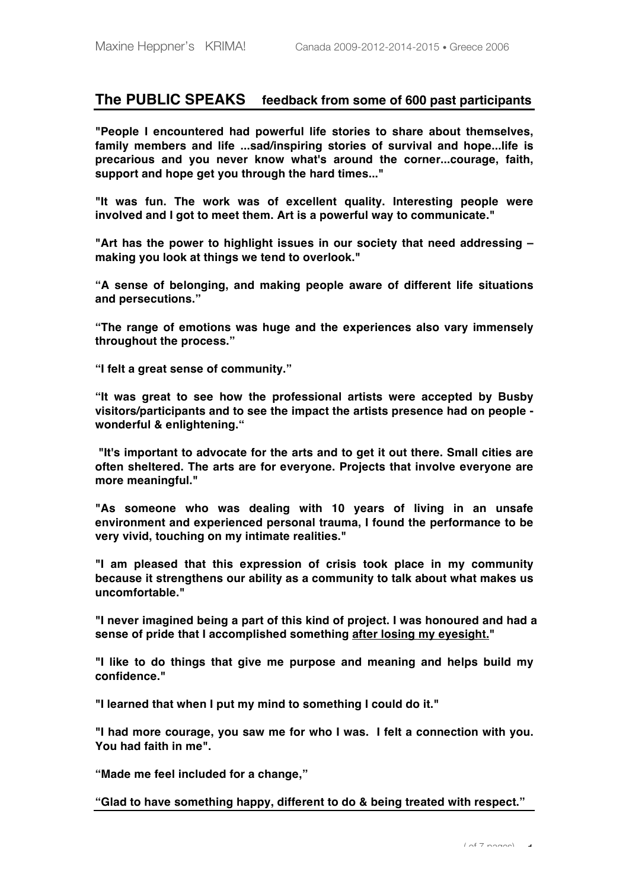## The PUBLIC SPEAKS feedback from some of 600 past participants

**"People I encountered had powerful life stories to share about themselves, family members and life ...sad/inspiring stories of survival and hope...life is precarious and you never know what's around the corner...courage, faith, support and hope get you through the hard times..."**

**"It was fun. The work was of excellent quality. Interesting people were involved and I got to meet them. Art is a powerful way to communicate."**

**"Art has the power to highlight issues in our society that need addressing – making you look at things we tend to overlook."**

**"A sense of belonging, and making people aware of different life situations and persecutions."**

**"The range of emotions was huge and the experiences also vary immensely throughout the process."**

**"I felt a great sense of community."**

**"It was great to see how the professional artists were accepted by Busby visitors/participants and to see the impact the artists presence had on people - wonderful & enlightening."**

**"It's important to advocate for the arts and to get it out there. Small cities are often sheltered. The arts are for everyone. Projects that involve everyone are more meaningful."**

**"As someone who was dealing with 10 years of living in an unsafe environment and experienced personal trauma, I found the performance to be very vivid, touching on my intimate realities."**

**"I am pleased that this expression of crisis took place in my community because it strengthens our ability as a community to talk about what makes us uncomfortable."**

**"I never imagined being a part of this kind of project. I was honoured and had a sense of pride that I accomplished something <u>after losing my eyesight.</u>"**

**"I like to do things that give me purpose and meaning and helps build my confidence."**

**"I learned that when I put my mind to something I could do it."**

**"I had more courage, you saw me for who I was. I felt a connection with you. You had faith in me".**

**"Made me feel included for a change,"**

**"Glad to have something happy, different to do & being treated with respect."**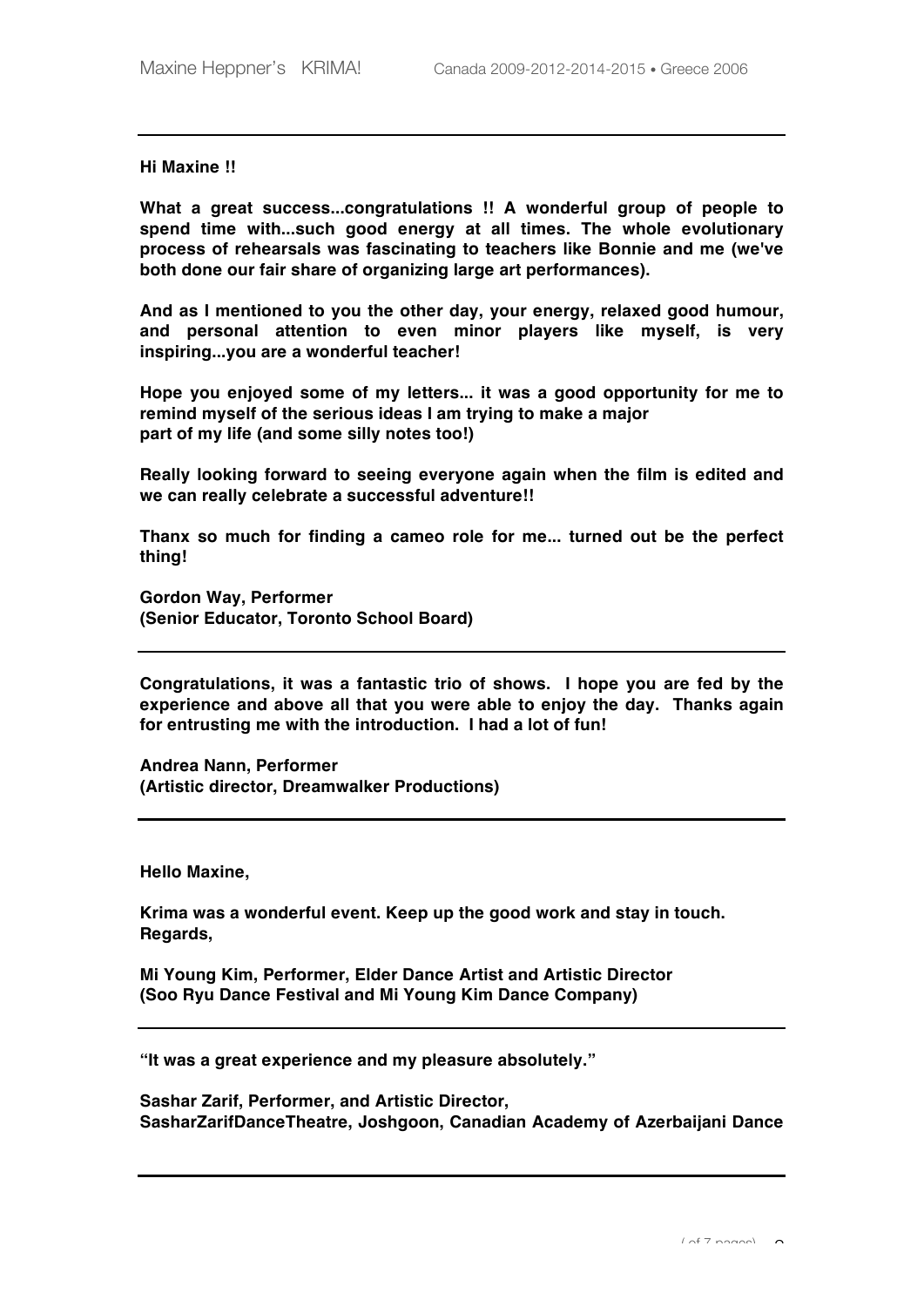**Hi Maxine !!**

**What a great success...congratulations !! A wonderful group of people to spend time with...such good energy at all times. The whole evolutionary process of rehearsals was fascinating to teachers like Bonnie and me (we've both done our fair share of organizing large art performances).**

**And as I mentioned to you the other day, your energy, relaxed good humour, and personal attention to even minor players like myself, is very inspiring...you are a wonderful teacher!**

**Hope you enjoyed some of my letters... it was a good opportunity for me to remind myself of the serious ideas I am trying to make a major part of my life (and some silly notes too!)**

**Really looking forward to seeing everyone again when the film is edited and we can really celebrate a successful adventure!!**

**Thanx so much for finding a cameo role for me... turned out be the perfect thing!**

**Gordon Way, Performer**
**(Senior Educator, Toronto School Board)**

---

**Congratulations, it was a fantastic trio of shows. I hope you are fed by the experience and above all that you were able to enjoy the day. Thanks again for entrusting me with the introduction. I had a lot of fun!**

**Andrea Nann, Performer**
**(Artistic director, Dreamwalker Productions)**

---

**Hello Maxine,**

**Krima was a wonderful event. Keep up the good work and stay in touch.**
**Regards,**

**Mi Young Kim, Performer, Elder Dance Artist and Artistic Director**
**(Soo Ryu Dance Festival and Mi Young Kim Dance Company)**

---

**"It was a great experience and my pleasure absolutely."**

**Sashar Zarif, Performer, and Artistic Director,**
**SasharZarifDanceTheatre, Joshgoon, Canadian Academy of Azerbaijani Dance**

---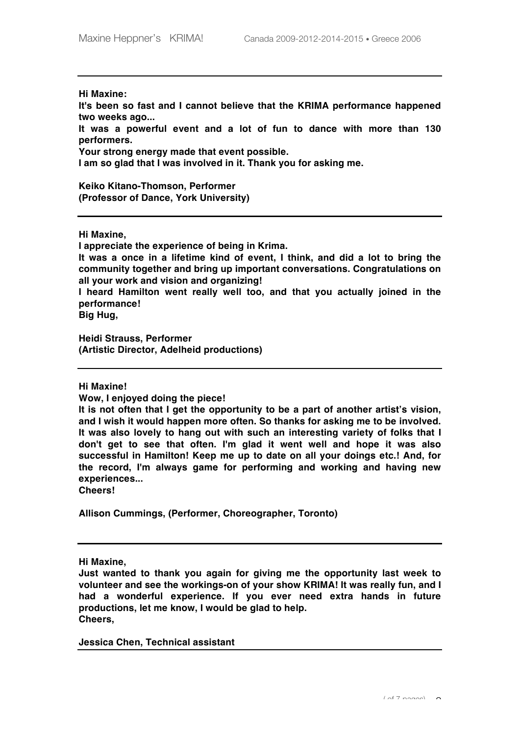---

**Hi Maxine:**

**It's been so fast and I cannot believe that the KRIMA performance happened two weeks ago...**

**It was a powerful event and a lot of fun to dance with more than 130 performers.**

**Your strong energy made that event possible.**

**I am so glad that I was involved in it. Thank you for asking me.**

**Keiko Kitano-Thomson, Performer**
**(Professor of Dance, York University)**

---

**Hi Maxine,**

**I appreciate the experience of being in Krima.**

**It was a once in a lifetime kind of event, I think, and did a lot to bring the community together and bring up important conversations. Congratulations on all your work and vision and organizing!**

**I heard Hamilton went really well too, and that you actually joined in the performance!**

**Big Hug,**

**Heidi Strauss, Performer**
**(Artistic Director, Adelheid productions)**

---

**Hi Maxine!**

**Wow, I enjoyed doing the piece!**

**It is not often that I get the opportunity to be a part of another artist's vision, and I wish it would happen more often. So thanks for asking me to be involved. It was also lovely to hang out with such an interesting variety of folks that I don't get to see that often. I'm glad it went well and hope it was also successful in Hamilton! Keep me up to date on all your doings etc.! And, for the record, I'm always game for performing and working and having new experiences...**

**Cheers!**

**Allison Cummings, (Performer, Choreographer, Toronto)**

---

**Hi Maxine,**

**Just wanted to thank you again for giving me the opportunity last week to volunteer and see the workings-on of your show KRIMA! It was really fun, and I had a wonderful experience. If you ever need extra hands in future productions, let me know, I would be glad to help.**

**Cheers,**

**Jessica Chen, Technical assistant**

---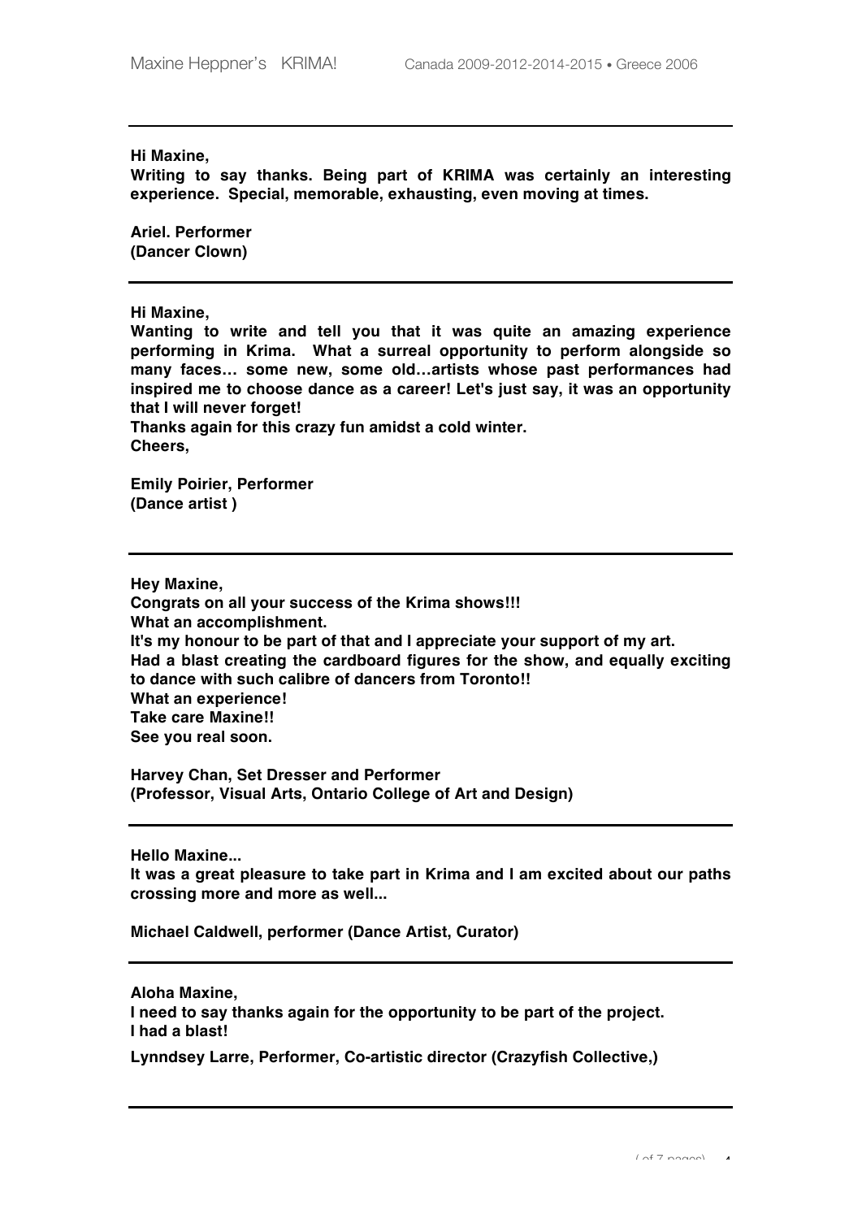---

**Hi Maxine,**
**Writing to say thanks. Being part of KRIMA was certainly an interesting experience. Special, memorable, exhausting, even moving at times.**

**Ariel. Performer**
**(Dancer Clown)**

---

**Hi Maxine,**
**Wanting to write and tell you that it was quite an amazing experience performing in Krima. What a surreal opportunity to perform alongside so many faces… some new, some old…artists whose past performances had inspired me to choose dance as a career! Let's just say, it was an opportunity that I will never forget!**
**Thanks again for this crazy fun amidst a cold winter.**
**Cheers,**

**Emily Poirier, Performer**
**(Dance artist )**

---

**Hey Maxine,**
**Congrats on all your success of the Krima shows!!!**
**What an accomplishment.**
**It's my honour to be part of that and I appreciate your support of my art.**
**Had a blast creating the cardboard figures for the show, and equally exciting to dance with such calibre of dancers from Toronto!!**
**What an experience!**
**Take care Maxine!!**
**See you real soon.**

**Harvey Chan, Set Dresser and Performer**
**(Professor, Visual Arts, Ontario College of Art and Design)**

---

**Hello Maxine...**
**It was a great pleasure to take part in Krima and I am excited about our paths crossing more and more as well...**

**Michael Caldwell, performer (Dance Artist, Curator)**

---

**Aloha Maxine,**
**I need to say thanks again for the opportunity to be part of the project.**
**I had a blast!**

**Lynndsey Larre, Performer, Co-artistic director (Crazyfish Collective,)**

---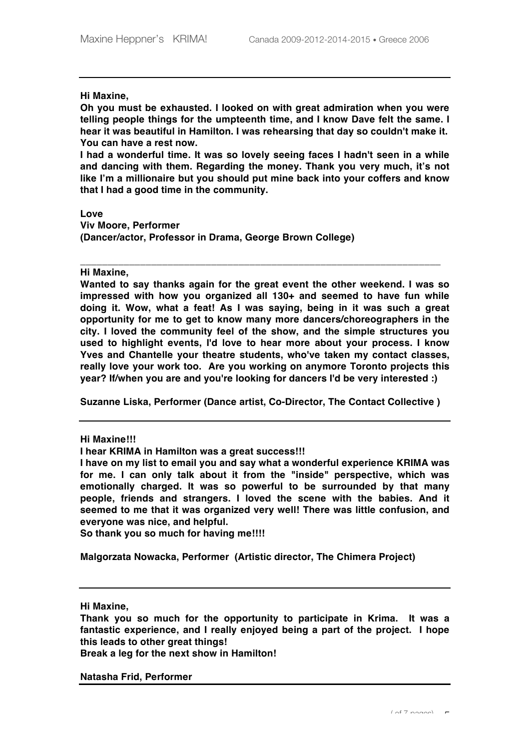---

**Hi Maxine,**

**Oh you must be exhausted. I looked on with great admiration when you were telling people things for the umpteenth time, and I know Dave felt the same. I hear it was beautiful in Hamilton. I was rehearsing that day so couldn't make it. You can have a rest now.**

**I had a wonderful time. It was so lovely seeing faces I hadn't seen in a while and dancing with them. Regarding the money. Thank you very much, it's not like I'm a millionaire but you should put mine back into your coffers and know that I had a good time in the community.**

**Love**
**Viv Moore, Performer**
**(Dancer/actor, Professor in Drama, George Brown College)**

---

**Hi Maxine,**

**Wanted to say thanks again for the great event the other weekend. I was so impressed with how you organized all 130+ and seemed to have fun while doing it. Wow, what a feat! As I was saying, being in it was such a great opportunity for me to get to know many more dancers/choreographers in the city. I loved the community feel of the show, and the simple structures you used to highlight events, I'd love to hear more about your process. I know Yves and Chantelle your theatre students, who've taken my contact classes, really love your work too. Are you working on anymore Toronto projects this year? If/when you are and you're looking for dancers I'd be very interested :)**

**Suzanne Liska, Performer (Dance artist, Co-Director, The Contact Collective )**

---

**Hi Maxine!!!**

**I hear KRIMA in Hamilton was a great success!!!**

**I have on my list to email you and say what a wonderful experience KRIMA was for me. I can only talk about it from the "inside" perspective, which was emotionally charged. It was so powerful to be surrounded by that many people, friends and strangers. I loved the scene with the babies. And it seemed to me that it was organized very well! There was little confusion, and everyone was nice, and helpful.**

**So thank you so much for having me!!!!**

**Malgorzata Nowacka, Performer (Artistic director, The Chimera Project)**

---

**Hi Maxine,**

**Thank you so much for the opportunity to participate in Krima. It was a fantastic experience, and I really enjoyed being a part of the project. I hope this leads to other great things!**

**Break a leg for the next show in Hamilton!**

**Natasha Frid, Performer**

---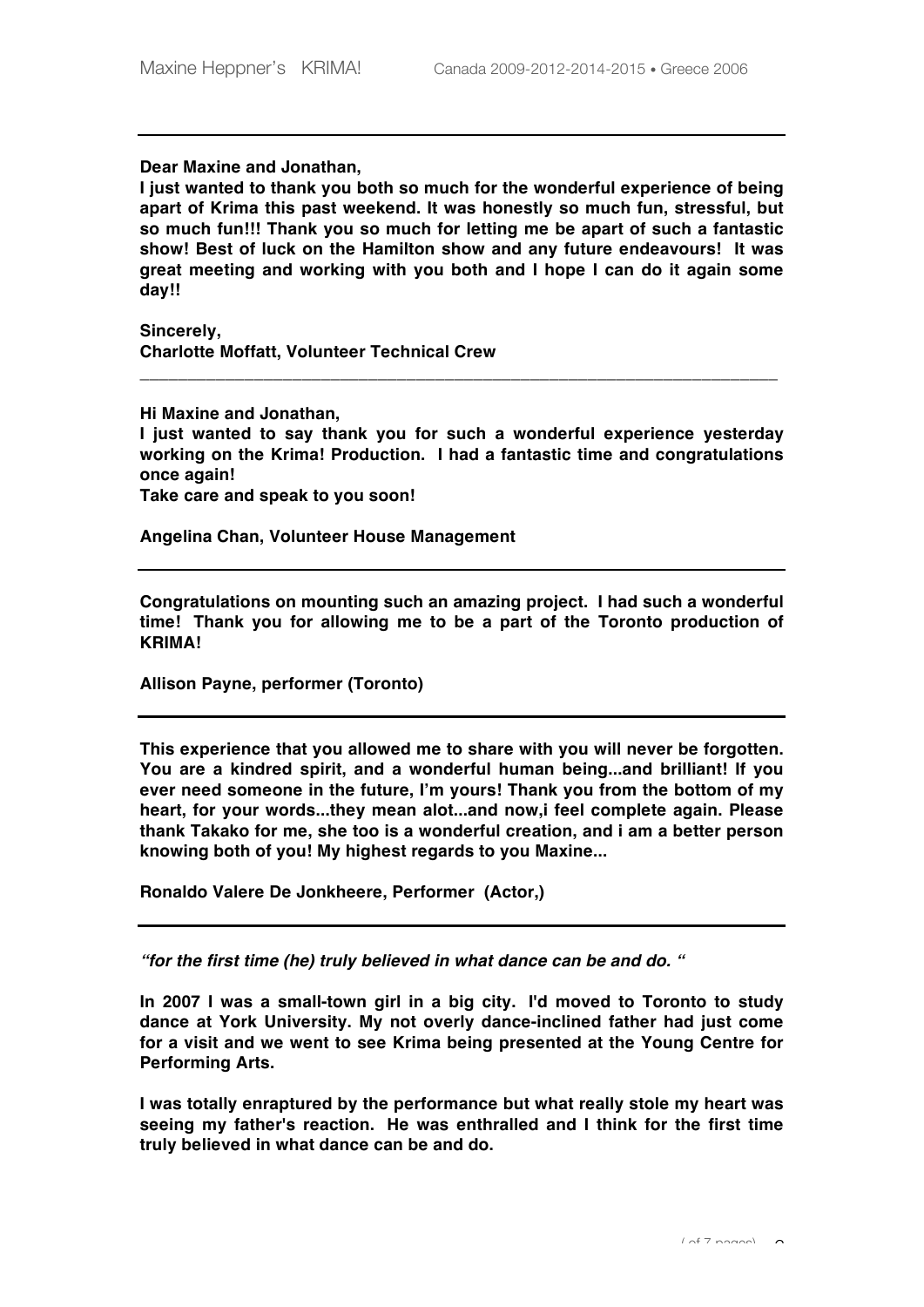**Dear Maxine and Jonathan,**

**I just wanted to thank you both so much for the wonderful experience of being apart of Krima this past weekend. It was honestly so much fun, stressful, but so much fun!!! Thank you so much for letting me be apart of such a fantastic show! Best of luck on the Hamilton show and any future endeavours! It was great meeting and working with you both and I hope I can do it again some day!!**

**Sincerely,**
**Charlotte Moffatt, Volunteer Technical Crew**

---

**Hi Maxine and Jonathan,**

**I just wanted to say thank you for such a wonderful experience yesterday working on the Krima! Production. I had a fantastic time and congratulations once again!**

**Take care and speak to you soon!**

**Angelina Chan, Volunteer House Management**

---

**Congratulations on mounting such an amazing project. I had such a wonderful time! Thank you for allowing me to be a part of the Toronto production of KRIMA!**

**Allison Payne, performer (Toronto)**

---

**This experience that you allowed me to share with you will never be forgotten. You are a kindred spirit, and a wonderful human being...and brilliant! If you ever need someone in the future, I'm yours! Thank you from the bottom of my heart, for your words...they mean alot...and now,i feel complete again. Please thank Takako for me, she too is a wonderful creation, and i am a better person knowing both of you! My highest regards to you Maxine...**

**Ronaldo Valere De Jonkheere, Performer (Actor,)**

---

***"for the first time (he) truly believed in what dance can be and do. "***

**In 2007 I was a small-town girl in a big city. I'd moved to Toronto to study dance at York University. My not overly dance-inclined father had just come for a visit and we went to see Krima being presented at the Young Centre for Performing Arts.**

**I was totally enraptured by the performance but what really stole my heart was seeing my father's reaction. He was enthralled and I think for the first time truly believed in what dance can be and do.**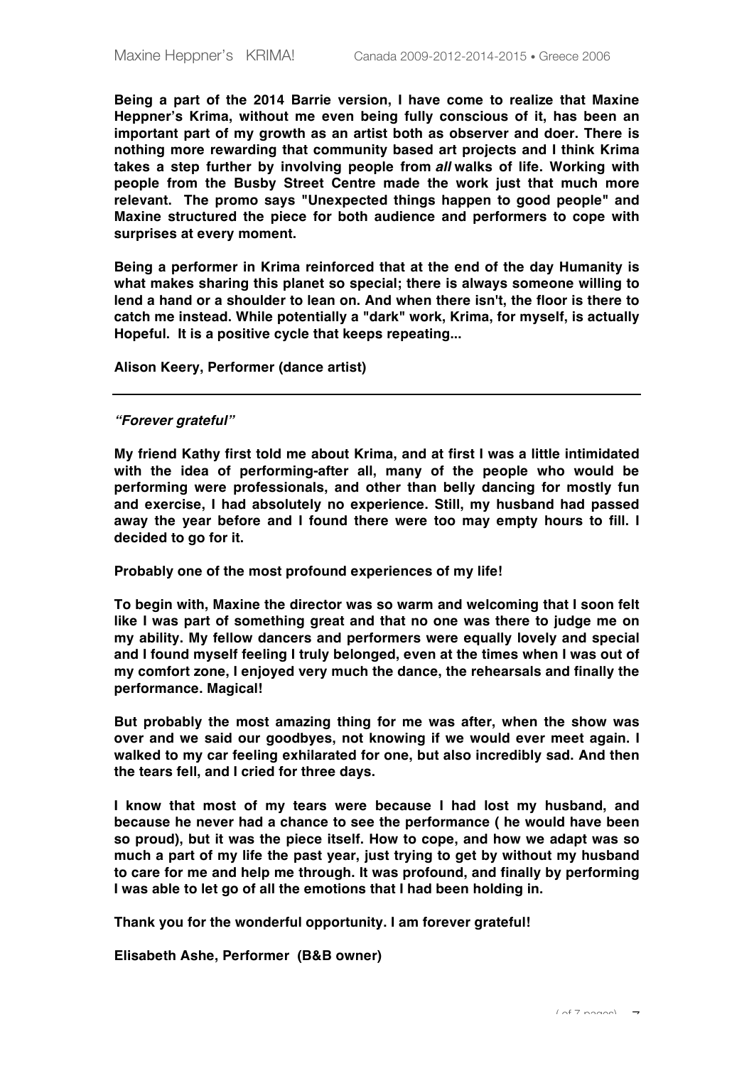**Being a part of the 2014 Barrie version, I have come to realize that Maxine Heppner's Krima, without me even being fully conscious of it, has been an important part of my growth as an artist both as observer and doer. There is nothing more rewarding that community based art projects and I think Krima takes a step further by involving people from *all* walks of life. Working with people from the Busby Street Centre made the work just that much more relevant. The promo says "Unexpected things happen to good people" and Maxine structured the piece for both audience and performers to cope with surprises at every moment.**

**Being a performer in Krima reinforced that at the end of the day Humanity is what makes sharing this planet so special; there is always someone willing to lend a hand or a shoulder to lean on. And when there isn't, the floor is there to catch me instead. While potentially a "dark" work, Krima, for myself, is actually Hopeful. It is a positive cycle that keeps repeating...**

**Alison Keery, Performer (dance artist)**

---

***"Forever grateful"***

**My friend Kathy first told me about Krima, and at first I was a little intimidated with the idea of performing-after all, many of the people who would be performing were professionals, and other than belly dancing for mostly fun and exercise, I had absolutely no experience. Still, my husband had passed away the year before and I found there were too may empty hours to fill. I decided to go for it.**

**Probably one of the most profound experiences of my life!**

**To begin with, Maxine the director was so warm and welcoming that I soon felt like I was part of something great and that no one was there to judge me on my ability. My fellow dancers and performers were equally lovely and special and I found myself feeling I truly belonged, even at the times when I was out of my comfort zone, I enjoyed very much the dance, the rehearsals and finally the performance. Magical!**

**But probably the most amazing thing for me was after, when the show was over and we said our goodbyes, not knowing if we would ever meet again. I walked to my car feeling exhilarated for one, but also incredibly sad. And then the tears fell, and I cried for three days.**

**I know that most of my tears were because I had lost my husband, and because he never had a chance to see the performance ( he would have been so proud), but it was the piece itself. How to cope, and how we adapt was so much a part of my life the past year, just trying to get by without my husband to care for me and help me through. It was profound, and finally by performing I was able to let go of all the emotions that I had been holding in.**

**Thank you for the wonderful opportunity. I am forever grateful!**

**Elisabeth Ashe, Performer (B&B owner)**